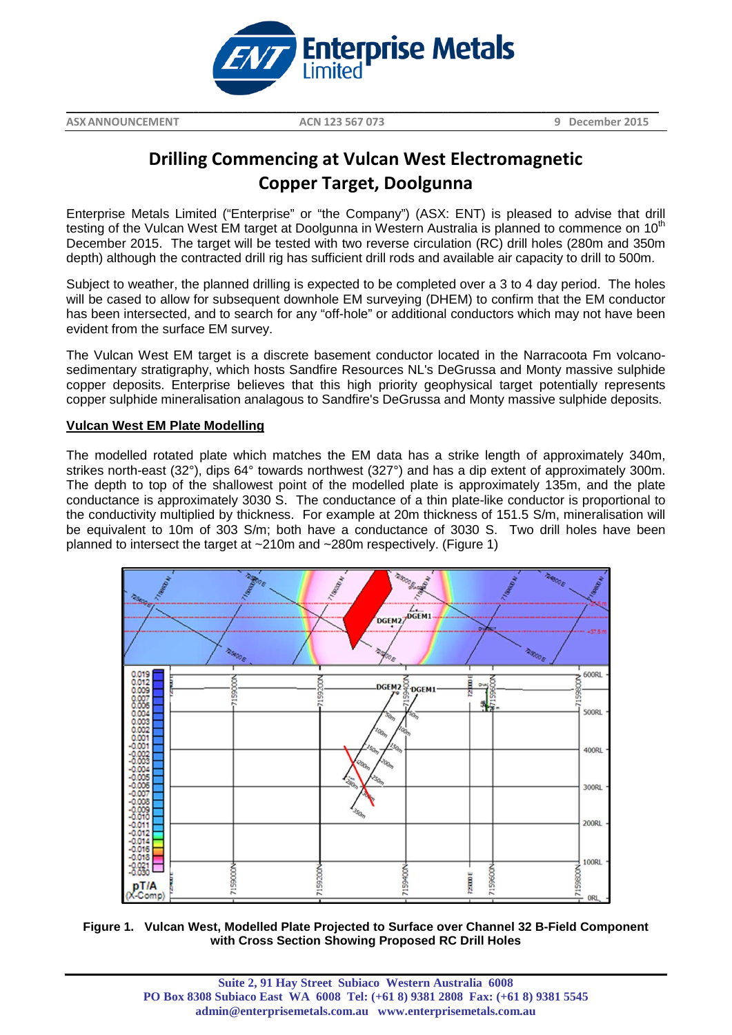**ASX ANNOUNCEMENT** | **ACN 123 567 073** | **9 December 2015**

# Drilling Commencing at Vulcan West Electromagnetic Copper Target, Doolgunna

Enterprise Metals Limited ("Enterprise" or "the Company") (ASX: ENT) is pleased to advise that drill testing of the Vulcan West EM target at Doolgunna in Western Australia is planned to commence on 10th December 2015. The target will be tested with two reverse circulation (RC) drill holes (280m and 350m depth) although the contracted drill rig has sufficient drill rods and available air capacity to drill to 500m.

Subject to weather, the planned drilling is expected to be completed over a 3 to 4 day period. The holes will be cased to allow for subsequent downhole EM surveying (DHEM) to confirm that the EM conductor has been intersected, and to search for any "off-hole" or additional conductors which may not have been evident from the surface EM survey.

The Vulcan West EM target is a discrete basement conductor located in the Narracoota Fm volcano-sedimentary stratigraphy, which hosts Sandfire Resources NL's DeGrussa and Monty massive sulphide copper deposits. Enterprise believes that this high priority geophysical target potentially represents copper sulphide mineralisation analagous to Sandfire's DeGrussa and Monty massive sulphide deposits.

**<u>Vulcan West EM Plate Modelling</u>**

The modelled rotated plate which matches the EM data has a strike length of approximately 340m, strikes north-east (32°), dips 64° towards northwest (327°) and has a dip extent of approximately 300m. The depth to top of the shallowest point of the modelled plate is approximately 135m, and the plate conductance is approximately 3030 S. The conductance of a thin plate-like conductor is proportional to the conductivity multiplied by thickness. For example at 20m thickness of 151.5 S/m, mineralisation will be equivalent to 10m of 303 S/m; both have a conductance of 3030 S. Two drill holes have been planned to intersect the target at ~210m and ~280m respectively. (Figure 1)

**Figure 1. Vulcan West, Modelled Plate Projected to Surface over Channel 32 B-Field Component with Cross Section Showing Proposed RC Drill Holes**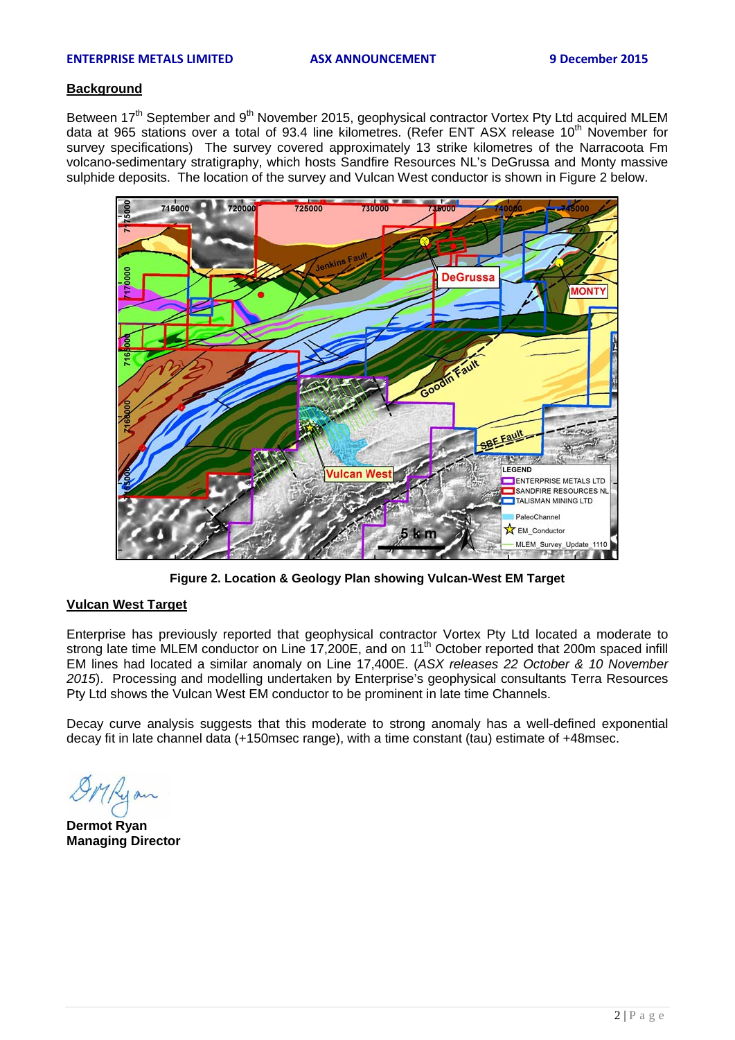## Background

Between 17th September and 9th November 2015, geophysical contractor Vortex Pty Ltd acquired MLEM data at 965 stations over a total of 93.4 line kilometres. (Refer ENT ASX release 10th November for survey specifications) The survey covered approximately 13 strike kilometres of the Narracoota Fm volcano-sedimentary stratigraphy, which hosts Sandfire Resources NL's DeGrussa and Monty massive sulphide deposits. The location of the survey and Vulcan West conductor is shown in Figure 2 below.

**Figure 2. Location & Geology Plan showing Vulcan-West EM Target**

## Vulcan West Target

Enterprise has previously reported that geophysical contractor Vortex Pty Ltd located a moderate to strong late time MLEM conductor on Line 17,200E, and on 11th October reported that 200m spaced infill EM lines had located a similar anomaly on Line 17,400E. (*ASX releases 22 October & 10 November 2015*). Processing and modelling undertaken by Enterprise's geophysical consultants Terra Resources Pty Ltd shows the Vulcan West EM conductor to be prominent in late time Channels.

Decay curve analysis suggests that this moderate to strong anomaly has a well-defined exponential decay fit in late channel data (+150msec range), with a time constant (tau) estimate of +48msec.

**Dermot Ryan**
**Managing Director**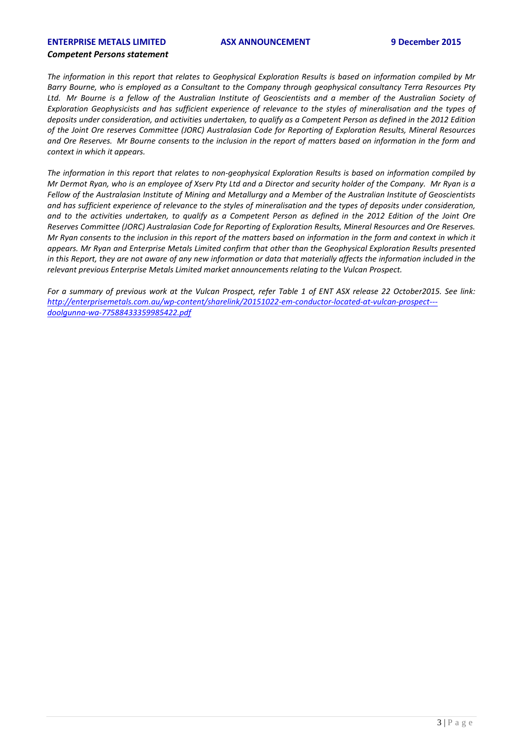***Competent Persons statement***

*The information in this report that relates to Geophysical Exploration Results is based on information compiled by Mr Barry Bourne, who is employed as a Consultant to the Company through geophysical consultancy Terra Resources Pty Ltd. Mr Bourne is a fellow of the Australian Institute of Geoscientists and a member of the Australian Society of Exploration Geophysicists and has sufficient experience of relevance to the styles of mineralisation and the types of deposits under consideration, and activities undertaken, to qualify as a Competent Person as defined in the 2012 Edition of the Joint Ore reserves Committee (JORC) Australasian Code for Reporting of Exploration Results, Mineral Resources and Ore Reserves. Mr Bourne consents to the inclusion in the report of matters based on information in the form and context in which it appears.*

*The information in this report that relates to non-geophysical Exploration Results is based on information compiled by Mr Dermot Ryan, who is an employee of Xserv Pty Ltd and a Director and security holder of the Company. Mr Ryan is a Fellow of the Australasian Institute of Mining and Metallurgy and a Member of the Australian Institute of Geoscientists and has sufficient experience of relevance to the styles of mineralisation and the types of deposits under consideration, and to the activities undertaken, to qualify as a Competent Person as defined in the 2012 Edition of the Joint Ore Reserves Committee (JORC) Australasian Code for Reporting of Exploration Results, Mineral Resources and Ore Reserves. Mr Ryan consents to the inclusion in this report of the matters based on information in the form and context in which it appears. Mr Ryan and Enterprise Metals Limited confirm that other than the Geophysical Exploration Results presented in this Report, they are not aware of any new information or data that materially affects the information included in the relevant previous Enterprise Metals Limited market announcements relating to the Vulcan Prospect.*

*For a summary of previous work at the Vulcan Prospect, refer Table 1 of ENT ASX release 22 October2015. See link: http://enterprisemetals.com.au/wp-content/sharelink/20151022-em-conductor-located-at-vulcan-prospect---doolgunna-wa-775884333599854​22.pdf*